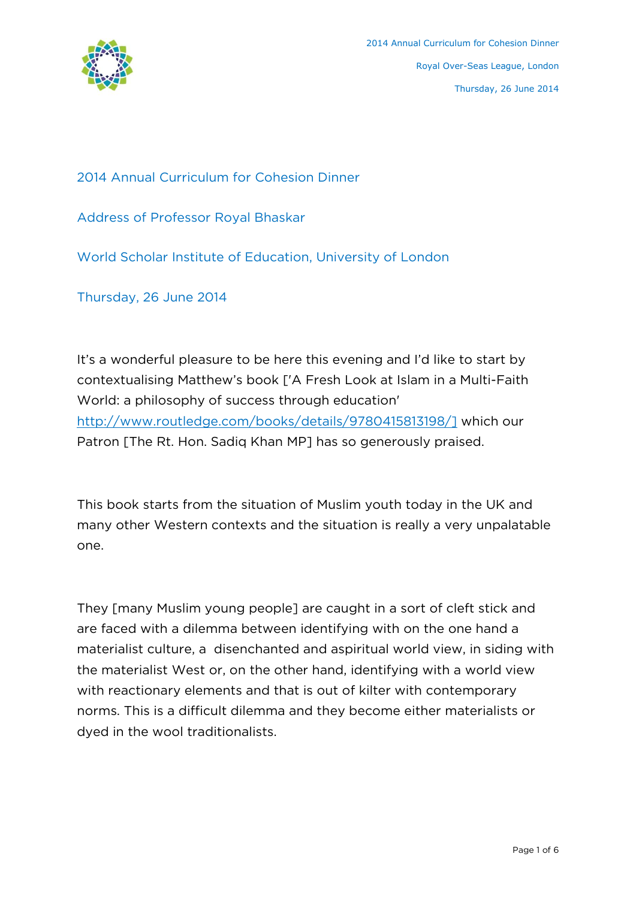## 2014 Annual Curriculum for Cohesion Dinner

## Address of Professor Royal Bhaskar

## World Scholar Institute of Education, University of London

## Thursday, 26 June 2014

It's a wonderful pleasure to be here this evening and I'd like to start by contextualising Matthew's book ['A Fresh Look at Islam in a Multi-Faith World: a philosophy of success through education' http://www.routledge.com/books/details/9780415813198/] which our Patron [The Rt. Hon. Sadiq Khan MP] has so generously praised.

This book starts from the situation of Muslim youth today in the UK and many other Western contexts and the situation is really a very unpalatable one.

They [many Muslim young people] are caught in a sort of cleft stick and are faced with a dilemma between identifying with on the one hand a materialist culture, a disenchanted and aspiritual world view, in siding with the materialist West or, on the other hand, identifying with a world view with reactionary elements and that is out of kilter with contemporary norms. This is a difficult dilemma and they become either materialists or dyed in the wool traditionalists.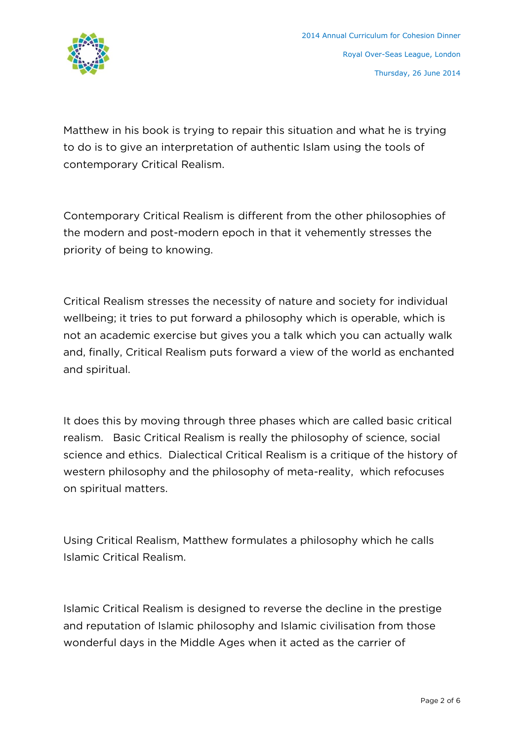Matthew in his book is trying to repair this situation and what he is trying to do is to give an interpretation of authentic Islam using the tools of contemporary Critical Realism.

Contemporary Critical Realism is different from the other philosophies of the modern and post-modern epoch in that it vehemently stresses the priority of being to knowing.

Critical Realism stresses the necessity of nature and society for individual wellbeing; it tries to put forward a philosophy which is operable, which is not an academic exercise but gives you a talk which you can actually walk and, finally, Critical Realism puts forward a view of the world as enchanted and spiritual.

It does this by moving through three phases which are called basic critical realism. Basic Critical Realism is really the philosophy of science, social science and ethics. Dialectical Critical Realism is a critique of the history of western philosophy and the philosophy of meta-reality, which refocuses on spiritual matters.

Using Critical Realism, Matthew formulates a philosophy which he calls Islamic Critical Realism.

Islamic Critical Realism is designed to reverse the decline in the prestige and reputation of Islamic philosophy and Islamic civilisation from those wonderful days in the Middle Ages when it acted as the carrier of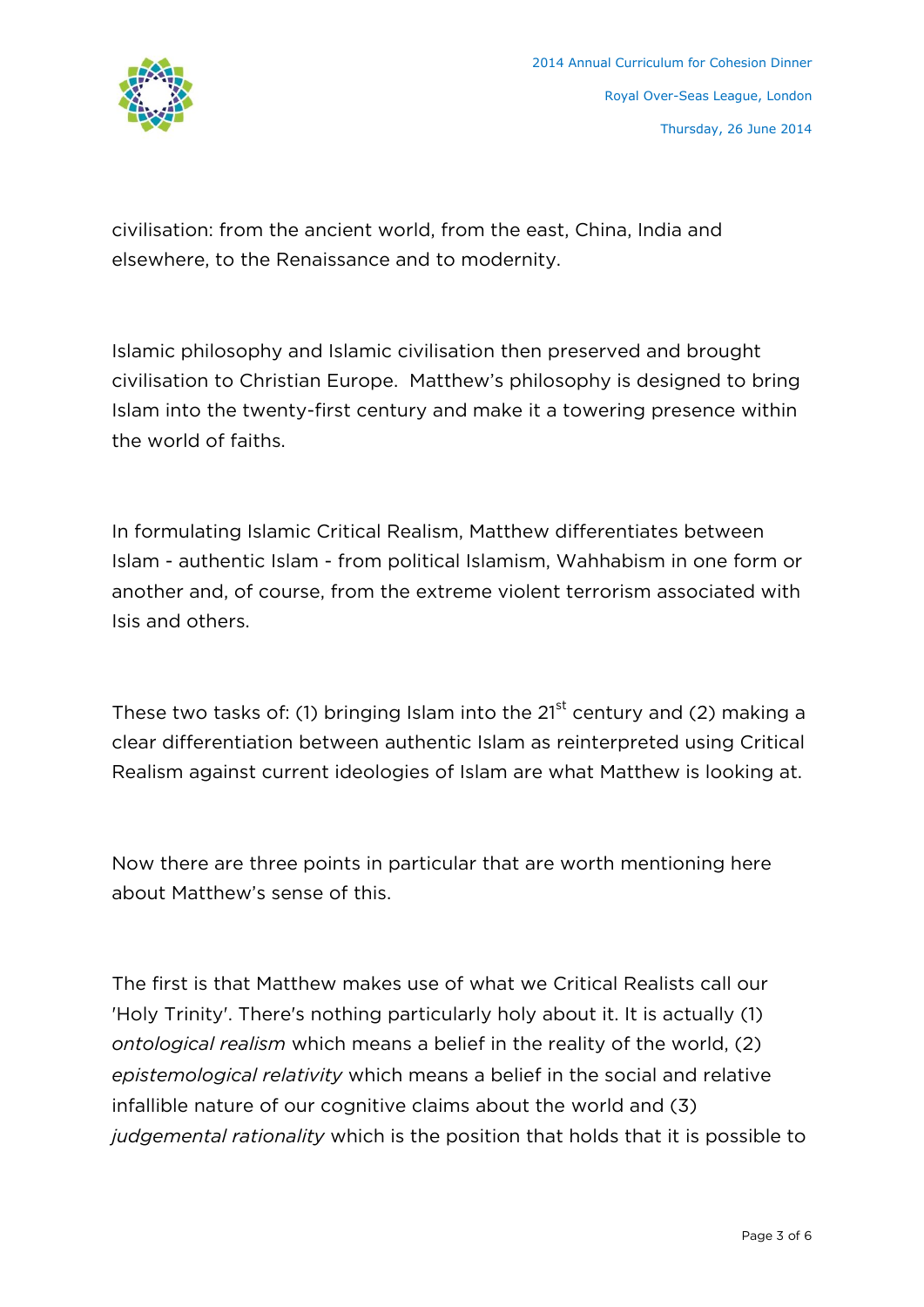civilisation: from the ancient world, from the east, China, India and elsewhere, to the Renaissance and to modernity.

Islamic philosophy and Islamic civilisation then preserved and brought civilisation to Christian Europe. Matthew's philosophy is designed to bring Islam into the twenty-first century and make it a towering presence within the world of faiths.

In formulating Islamic Critical Realism, Matthew differentiates between Islam - authentic Islam - from political Islamism, Wahhabism in one form or another and, of course, from the extreme violent terrorism associated with Isis and others.

These two tasks of: (1) bringing Islam into the 21st century and (2) making a clear differentiation between authentic Islam as reinterpreted using Critical Realism against current ideologies of Islam are what Matthew is looking at.

Now there are three points in particular that are worth mentioning here about Matthew's sense of this.

The first is that Matthew makes use of what we Critical Realists call our 'Holy Trinity'. There's nothing particularly holy about it. It is actually (1) *ontological realism* which means a belief in the reality of the world, (2) *epistemological relativity* which means a belief in the social and relative infallible nature of our cognitive claims about the world and (3) *judgemental rationality* which is the position that holds that it is possible to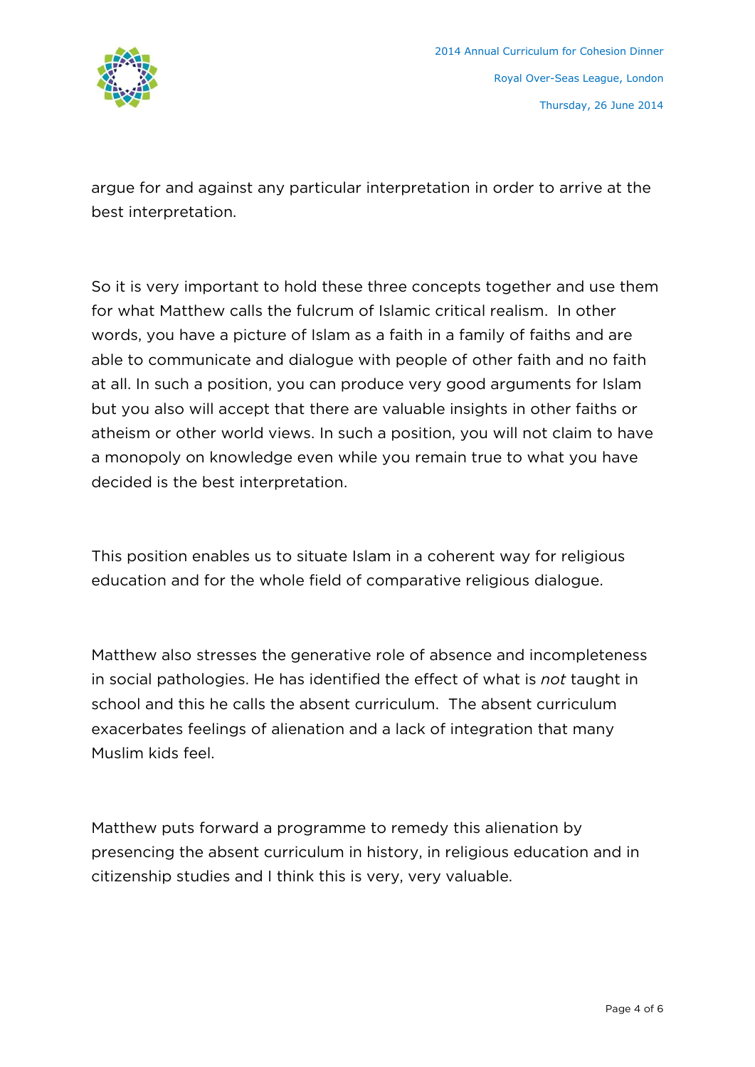argue for and against any particular interpretation in order to arrive at the best interpretation.

So it is very important to hold these three concepts together and use them for what Matthew calls the fulcrum of Islamic critical realism. In other words, you have a picture of Islam as a faith in a family of faiths and are able to communicate and dialogue with people of other faith and no faith at all. In such a position, you can produce very good arguments for Islam but you also will accept that there are valuable insights in other faiths or atheism or other world views. In such a position, you will not claim to have a monopoly on knowledge even while you remain true to what you have decided is the best interpretation.

This position enables us to situate Islam in a coherent way for religious education and for the whole field of comparative religious dialogue.

Matthew also stresses the generative role of absence and incompleteness in social pathologies. He has identified the effect of what is *not* taught in school and this he calls the absent curriculum. The absent curriculum exacerbates feelings of alienation and a lack of integration that many Muslim kids feel.

Matthew puts forward a programme to remedy this alienation by presencing the absent curriculum in history, in religious education and in citizenship studies and I think this is very, very valuable.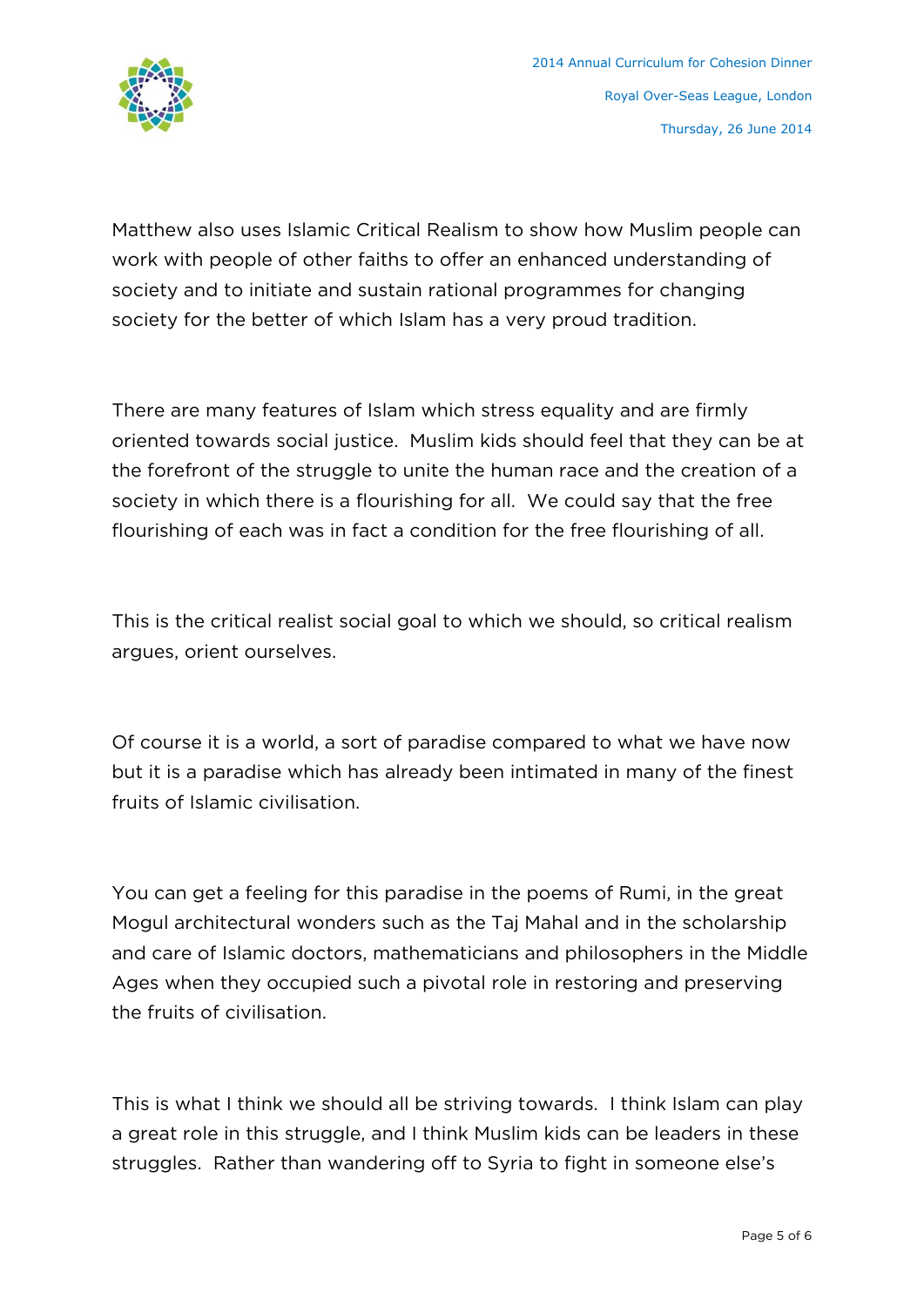Matthew also uses Islamic Critical Realism to show how Muslim people can work with people of other faiths to offer an enhanced understanding of society and to initiate and sustain rational programmes for changing society for the better of which Islam has a very proud tradition.

There are many features of Islam which stress equality and are firmly oriented towards social justice. Muslim kids should feel that they can be at the forefront of the struggle to unite the human race and the creation of a society in which there is a flourishing for all. We could say that the free flourishing of each was in fact a condition for the free flourishing of all.

This is the critical realist social goal to which we should, so critical realism argues, orient ourselves.

Of course it is a world, a sort of paradise compared to what we have now but it is a paradise which has already been intimated in many of the finest fruits of Islamic civilisation.

You can get a feeling for this paradise in the poems of Rumi, in the great Mogul architectural wonders such as the Taj Mahal and in the scholarship and care of Islamic doctors, mathematicians and philosophers in the Middle Ages when they occupied such a pivotal role in restoring and preserving the fruits of civilisation.

This is what I think we should all be striving towards. I think Islam can play a great role in this struggle, and I think Muslim kids can be leaders in these struggles. Rather than wandering off to Syria to fight in someone else's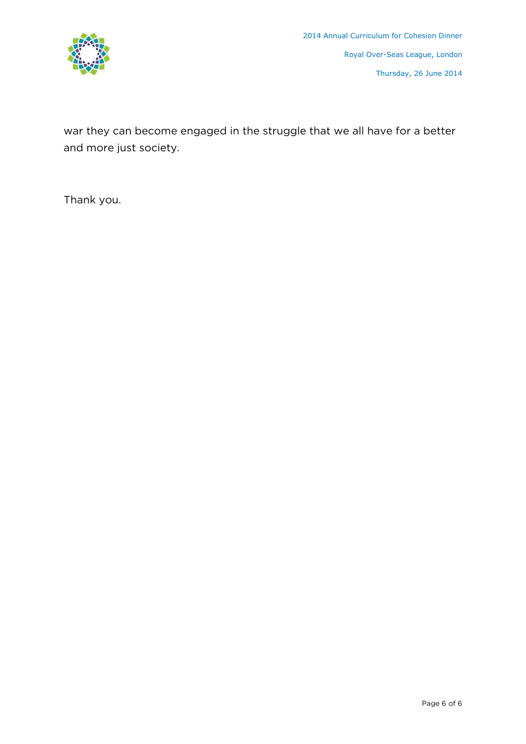war they can become engaged in the struggle that we all have for a better and more just society.

Thank you.